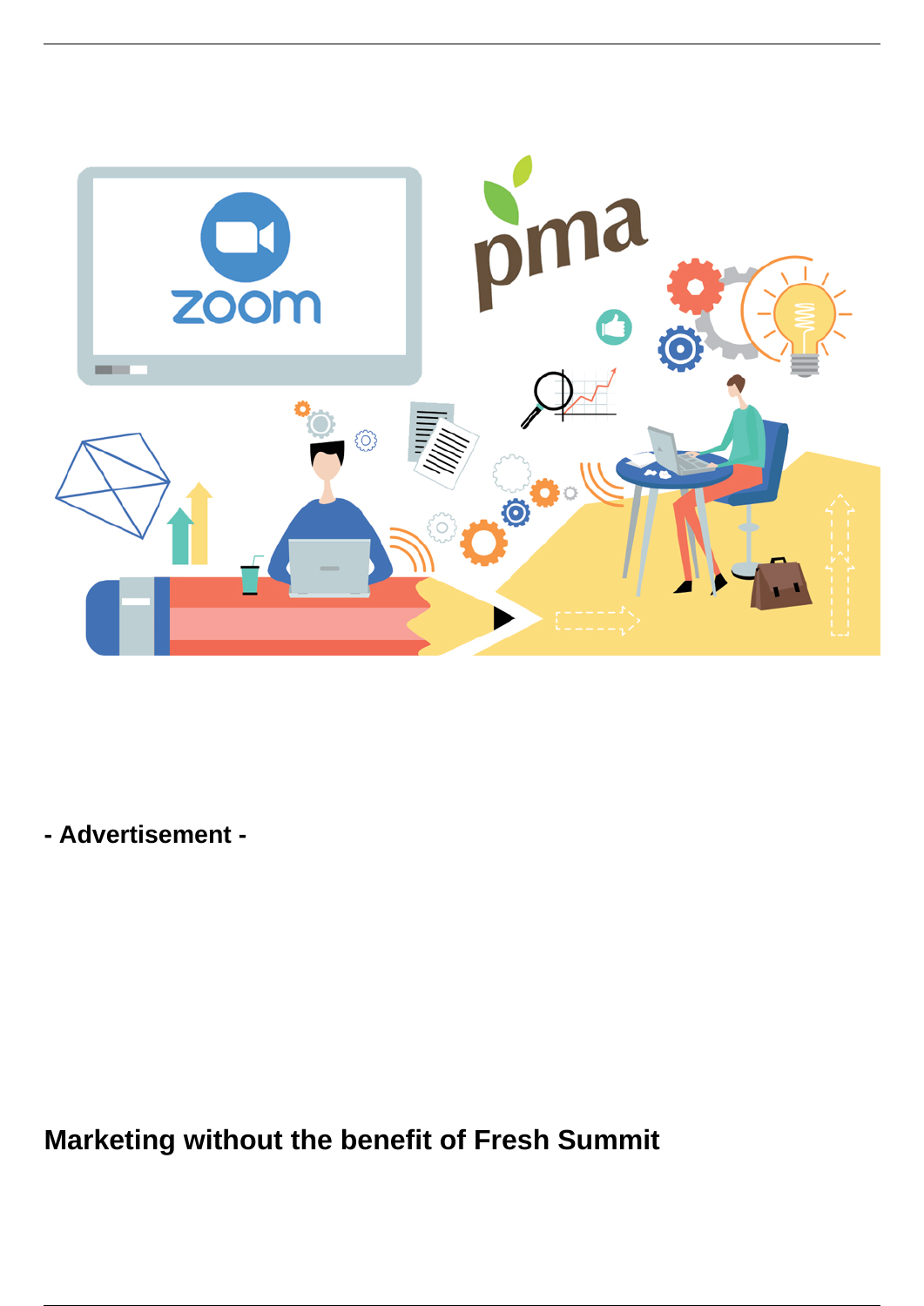- Advertisement -

## Marketing without the benefit of Fresh Summit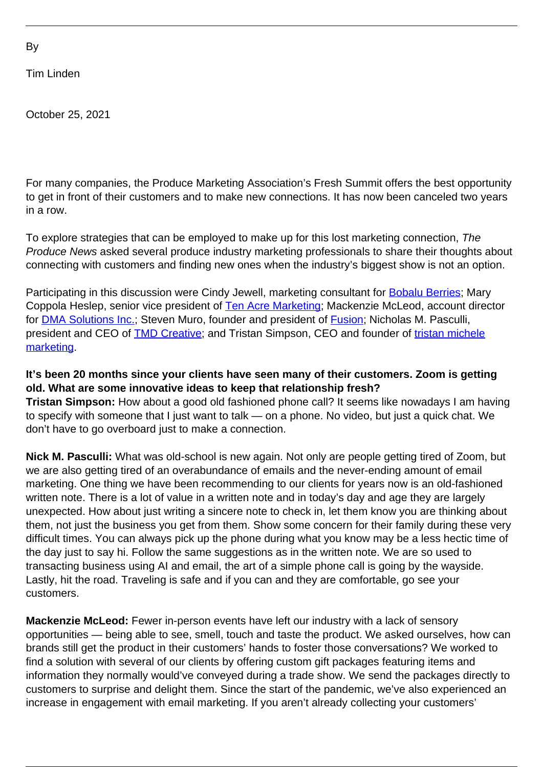By

Tim Linden

October 25, 2021

For many companies, the Produce Marketing Association's Fresh Summit offers the best opportunity to get in front of their customers and to make new connections. It has now been canceled two years in a row.

To explore strategies that can be employed to make up for this lost marketing connection, *The Produce News* asked several produce industry marketing professionals to share their thoughts about connecting with customers and finding new ones when the industry's biggest show is not an option.

Participating in this discussion were Cindy Jewell, marketing consultant for Bobalu Berries; Mary Coppola Heslep, senior vice president of Ten Acre Marketing; Mackenzie McLeod, account director for DMA Solutions Inc.; Steven Muro, founder and president of Fusion; Nicholas M. Pasculli, president and CEO of TMD Creative; and Tristan Simpson, CEO and founder of tristan michele marketing.

**It's been 20 months since your clients have seen many of their customers. Zoom is getting old. What are some innovative ideas to keep that relationship fresh?**

**Tristan Simpson:** How about a good old fashioned phone call? It seems like nowadays I am having to specify with someone that I just want to talk — on a phone. No video, but just a quick chat. We don't have to go overboard just to make a connection.

**Nick M. Pasculli:** What was old-school is new again. Not only are people getting tired of Zoom, but we are also getting tired of an overabundance of emails and the never-ending amount of email marketing. One thing we have been recommending to our clients for years now is an old-fashioned written note. There is a lot of value in a written note and in today's day and age they are largely unexpected. How about just writing a sincere note to check in, let them know you are thinking about them, not just the business you get from them. Show some concern for their family during these very difficult times. You can always pick up the phone during what you know may be a less hectic time of the day just to say hi. Follow the same suggestions as in the written note. We are so used to transacting business using AI and email, the art of a simple phone call is going by the wayside. Lastly, hit the road. Traveling is safe and if you can and they are comfortable, go see your customers.

**Mackenzie McLeod:** Fewer in-person events have left our industry with a lack of sensory opportunities — being able to see, smell, touch and taste the product. We asked ourselves, how can brands still get the product in their customers' hands to foster those conversations? We worked to find a solution with several of our clients by offering custom gift packages featuring items and information they normally would've conveyed during a trade show. We send the packages directly to customers to surprise and delight them. Since the start of the pandemic, we've also experienced an increase in engagement with email marketing. If you aren't already collecting your customers'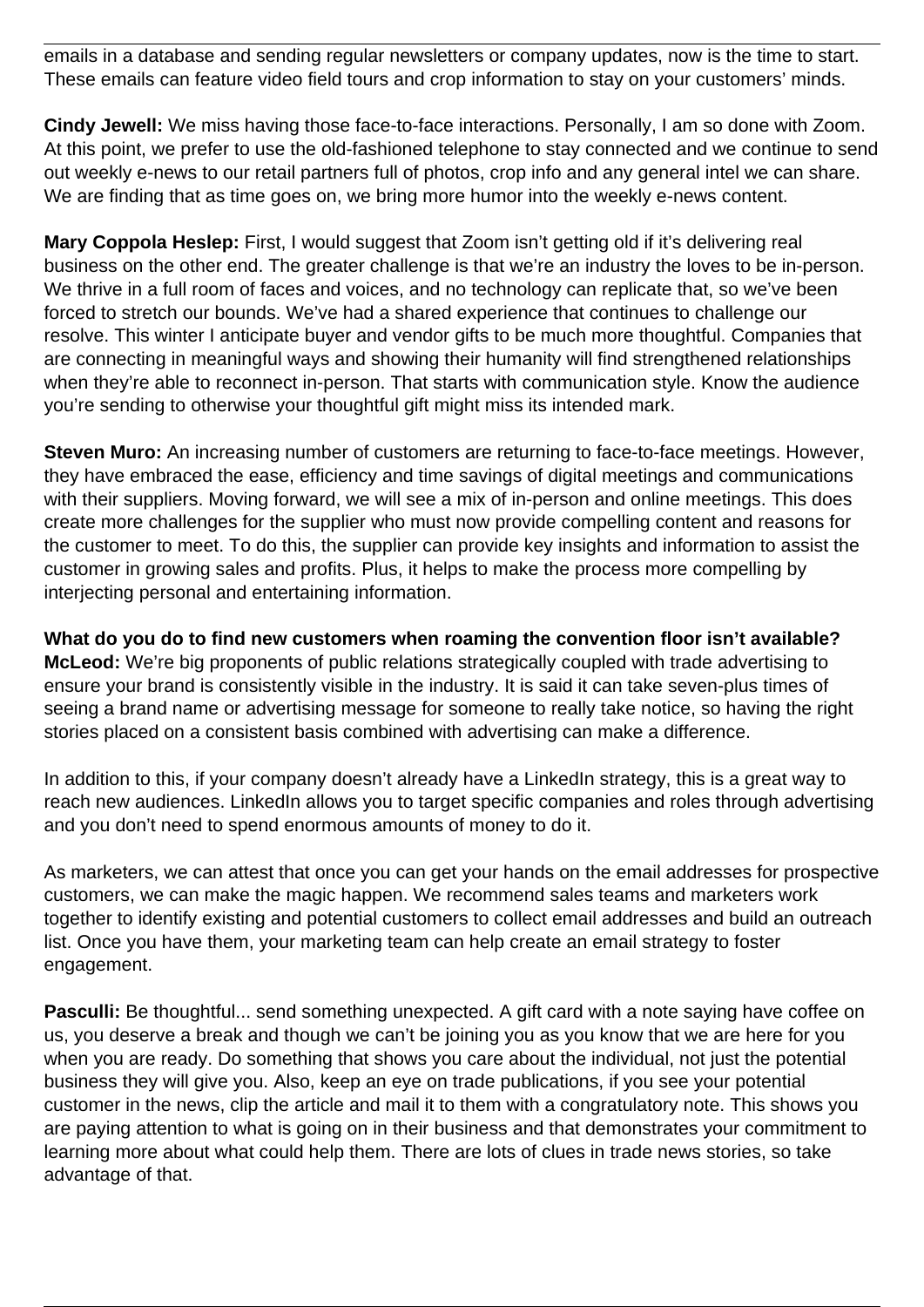emails in a database and sending regular newsletters or company updates, now is the time to start. These emails can feature video field tours and crop information to stay on your customers' minds.

**Cindy Jewell:** We miss having those face-to-face interactions. Personally, I am so done with Zoom. At this point, we prefer to use the old-fashioned telephone to stay connected and we continue to send out weekly e-news to our retail partners full of photos, crop info and any general intel we can share. We are finding that as time goes on, we bring more humor into the weekly e-news content.

**Mary Coppola Heslep:** First, I would suggest that Zoom isn't getting old if it's delivering real business on the other end. The greater challenge is that we're an industry the loves to be in-person. We thrive in a full room of faces and voices, and no technology can replicate that, so we've been forced to stretch our bounds. We've had a shared experience that continues to challenge our resolve. This winter I anticipate buyer and vendor gifts to be much more thoughtful. Companies that are connecting in meaningful ways and showing their humanity will find strengthened relationships when they're able to reconnect in-person. That starts with communication style. Know the audience you're sending to otherwise your thoughtful gift might miss its intended mark.

**Steven Muro:** An increasing number of customers are returning to face-to-face meetings. However, they have embraced the ease, efficiency and time savings of digital meetings and communications with their suppliers. Moving forward, we will see a mix of in-person and online meetings. This does create more challenges for the supplier who must now provide compelling content and reasons for the customer to meet. To do this, the supplier can provide key insights and information to assist the customer in growing sales and profits. Plus, it helps to make the process more compelling by interjecting personal and entertaining information.

**What do you do to find new customers when roaming the convention floor isn't available?**
**McLeod:** We're big proponents of public relations strategically coupled with trade advertising to ensure your brand is consistently visible in the industry. It is said it can take seven-plus times of seeing a brand name or advertising message for someone to really take notice, so having the right stories placed on a consistent basis combined with advertising can make a difference.

In addition to this, if your company doesn't already have a LinkedIn strategy, this is a great way to reach new audiences. LinkedIn allows you to target specific companies and roles through advertising and you don't need to spend enormous amounts of money to do it.

As marketers, we can attest that once you can get your hands on the email addresses for prospective customers, we can make the magic happen. We recommend sales teams and marketers work together to identify existing and potential customers to collect email addresses and build an outreach list. Once you have them, your marketing team can help create an email strategy to foster engagement.

**Pasculli:** Be thoughtful... send something unexpected. A gift card with a note saying have coffee on us, you deserve a break and though we can't be joining you as you know that we are here for you when you are ready. Do something that shows you care about the individual, not just the potential business they will give you. Also, keep an eye on trade publications, if you see your potential customer in the news, clip the article and mail it to them with a congratulatory note. This shows you are paying attention to what is going on in their business and that demonstrates your commitment to learning more about what could help them. There are lots of clues in trade news stories, so take advantage of that.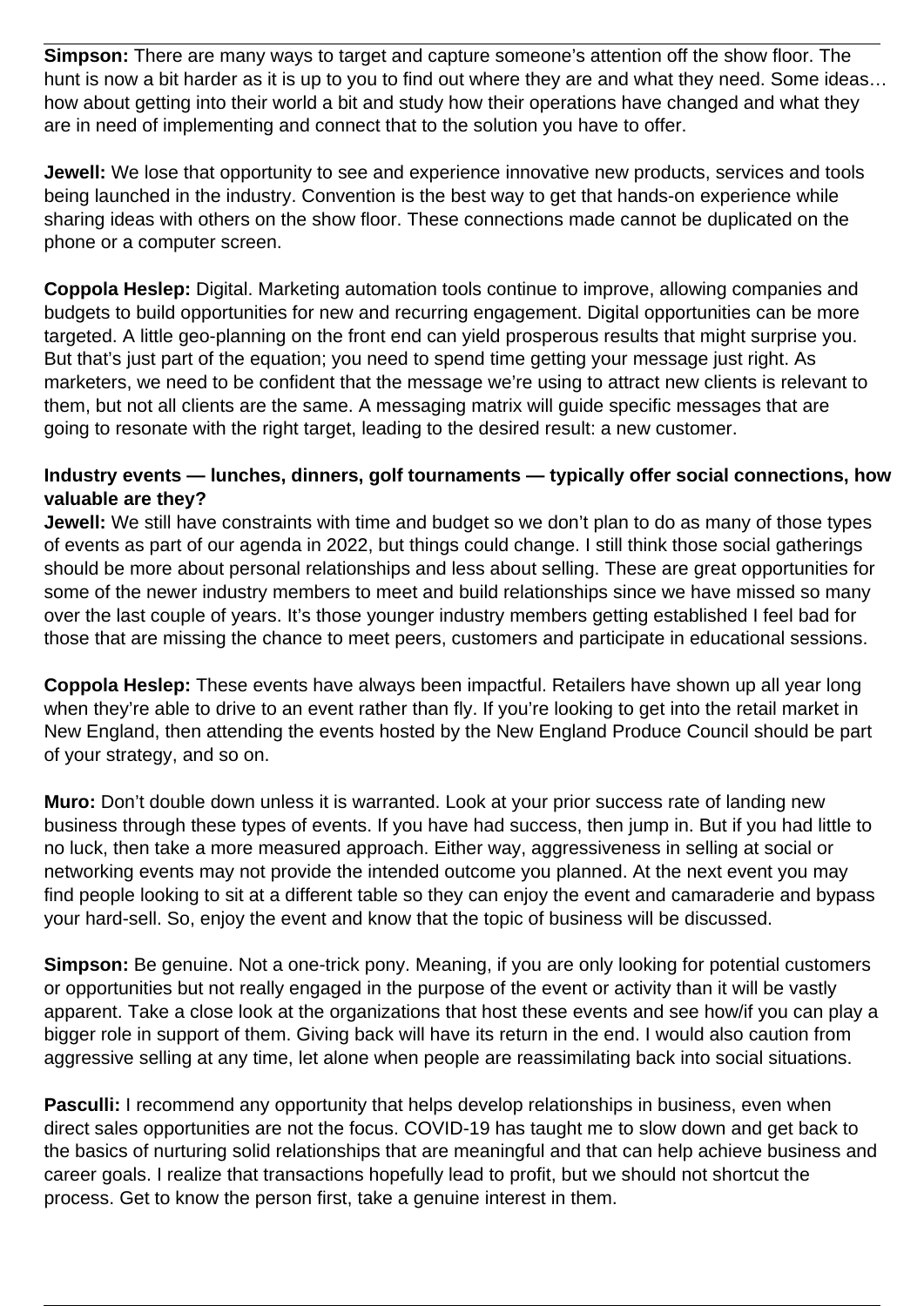**Simpson:** There are many ways to target and capture someone's attention off the show floor. The hunt is now a bit harder as it is up to you to find out where they are and what they need. Some ideas… how about getting into their world a bit and study how their operations have changed and what they are in need of implementing and connect that to the solution you have to offer.

**Jewell:** We lose that opportunity to see and experience innovative new products, services and tools being launched in the industry. Convention is the best way to get that hands-on experience while sharing ideas with others on the show floor. These connections made cannot be duplicated on the phone or a computer screen.

**Coppola Heslep:** Digital. Marketing automation tools continue to improve, allowing companies and budgets to build opportunities for new and recurring engagement. Digital opportunities can be more targeted. A little geo-planning on the front end can yield prosperous results that might surprise you. But that's just part of the equation; you need to spend time getting your message just right. As marketers, we need to be confident that the message we're using to attract new clients is relevant to them, but not all clients are the same. A messaging matrix will guide specific messages that are going to resonate with the right target, leading to the desired result: a new customer.

**Industry events — lunches, dinners, golf tournaments — typically offer social connections, how valuable are they?**

**Jewell:** We still have constraints with time and budget so we don't plan to do as many of those types of events as part of our agenda in 2022, but things could change. I still think those social gatherings should be more about personal relationships and less about selling. These are great opportunities for some of the newer industry members to meet and build relationships since we have missed so many over the last couple of years. It's those younger industry members getting established I feel bad for those that are missing the chance to meet peers, customers and participate in educational sessions.

**Coppola Heslep:** These events have always been impactful. Retailers have shown up all year long when they're able to drive to an event rather than fly. If you're looking to get into the retail market in New England, then attending the events hosted by the New England Produce Council should be part of your strategy, and so on.

**Muro:** Don't double down unless it is warranted. Look at your prior success rate of landing new business through these types of events. If you have had success, then jump in. But if you had little to no luck, then take a more measured approach. Either way, aggressiveness in selling at social or networking events may not provide the intended outcome you planned. At the next event you may find people looking to sit at a different table so they can enjoy the event and camaraderie and bypass your hard-sell. So, enjoy the event and know that the topic of business will be discussed.

**Simpson:** Be genuine. Not a one-trick pony. Meaning, if you are only looking for potential customers or opportunities but not really engaged in the purpose of the event or activity than it will be vastly apparent. Take a close look at the organizations that host these events and see how/if you can play a bigger role in support of them. Giving back will have its return in the end. I would also caution from aggressive selling at any time, let alone when people are reassimilating back into social situations.

**Pasculli:** I recommend any opportunity that helps develop relationships in business, even when direct sales opportunities are not the focus. COVID-19 has taught me to slow down and get back to the basics of nurturing solid relationships that are meaningful and that can help achieve business and career goals. I realize that transactions hopefully lead to profit, but we should not shortcut the process. Get to know the person first, take a genuine interest in them.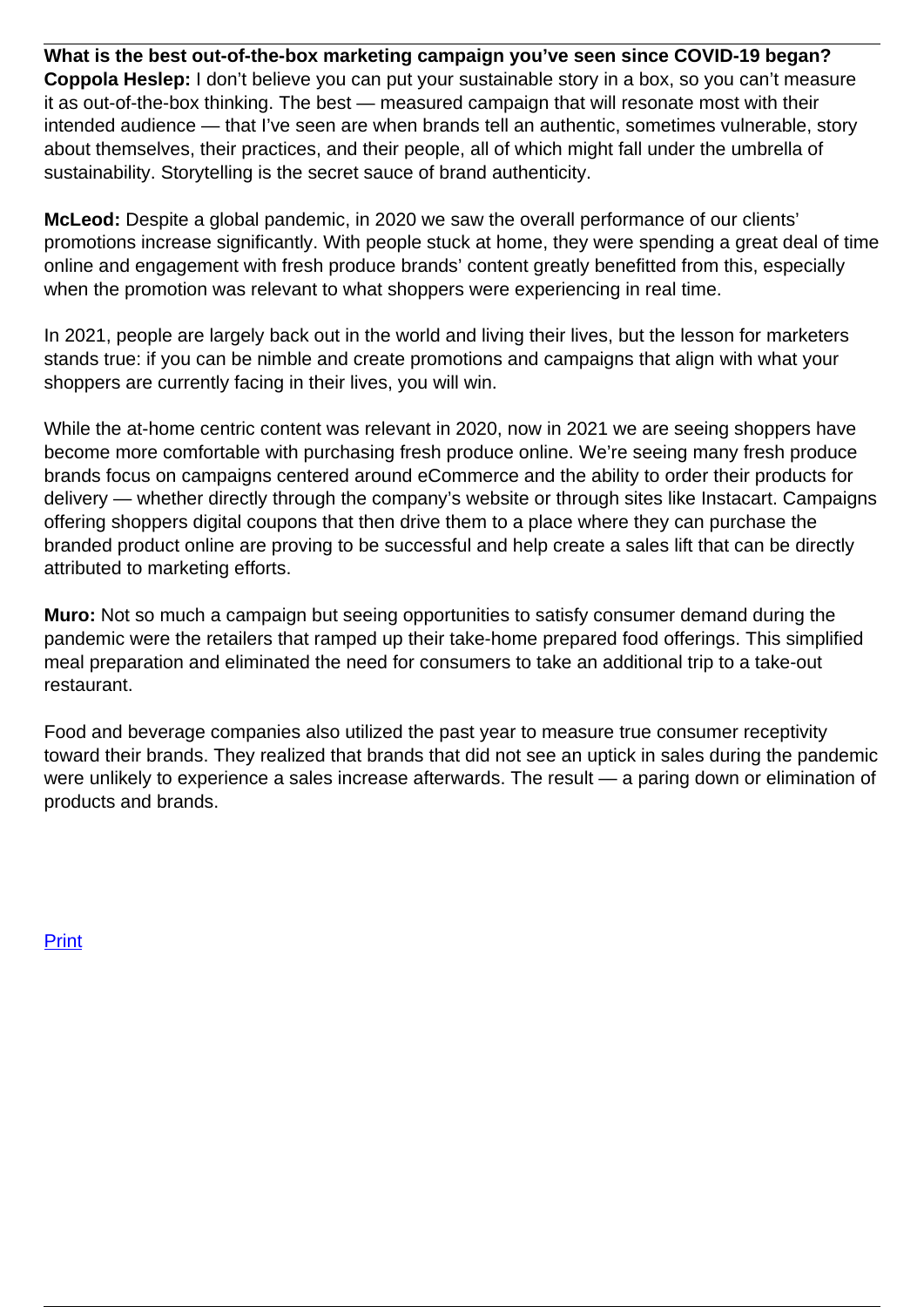**What is the best out-of-the-box marketing campaign you've seen since COVID-19 began?**
**Coppola Heslep:** I don't believe you can put your sustainable story in a box, so you can't measure it as out-of-the-box thinking. The best — measured campaign that will resonate most with their intended audience — that I've seen are when brands tell an authentic, sometimes vulnerable, story about themselves, their practices, and their people, all of which might fall under the umbrella of sustainability. Storytelling is the secret sauce of brand authenticity.

**McLeod:** Despite a global pandemic, in 2020 we saw the overall performance of our clients' promotions increase significantly. With people stuck at home, they were spending a great deal of time online and engagement with fresh produce brands' content greatly benefitted from this, especially when the promotion was relevant to what shoppers were experiencing in real time.

In 2021, people are largely back out in the world and living their lives, but the lesson for marketers stands true: if you can be nimble and create promotions and campaigns that align with what your shoppers are currently facing in their lives, you will win.

While the at-home centric content was relevant in 2020, now in 2021 we are seeing shoppers have become more comfortable with purchasing fresh produce online. We're seeing many fresh produce brands focus on campaigns centered around eCommerce and the ability to order their products for delivery — whether directly through the company's website or through sites like Instacart. Campaigns offering shoppers digital coupons that then drive them to a place where they can purchase the branded product online are proving to be successful and help create a sales lift that can be directly attributed to marketing efforts.

**Muro:** Not so much a campaign but seeing opportunities to satisfy consumer demand during the pandemic were the retailers that ramped up their take-home prepared food offerings. This simplified meal preparation and eliminated the need for consumers to take an additional trip to a take-out restaurant.

Food and beverage companies also utilized the past year to measure true consumer receptivity toward their brands. They realized that brands that did not see an uptick in sales during the pandemic were unlikely to experience a sales increase afterwards. The result — a paring down or elimination of products and brands.

Print